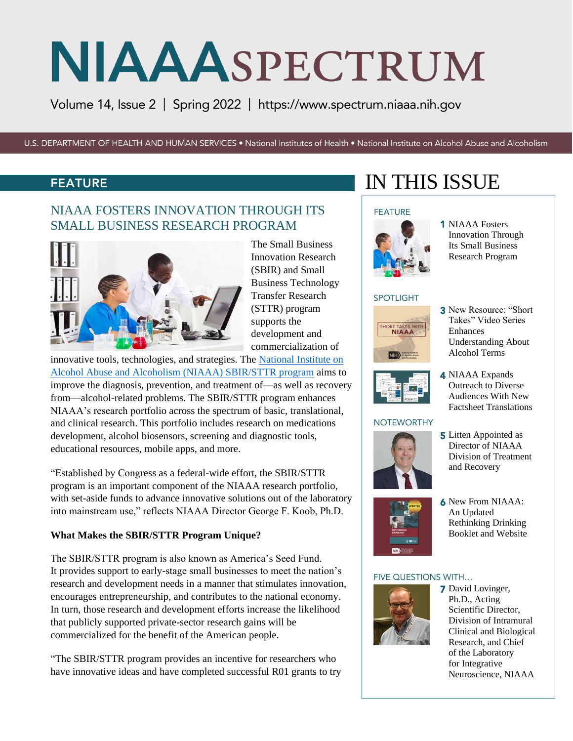# NIAAA SPECTRUM

Volume 14, Issue 2 | Spring 2022 | https://www.spectrum.niaaa.nih.gov

U.S. DEPARTMENT OF HEALTH AND HUMAN SERVICES • National Institutes of Health • National Institute on Alcohol Abuse and Alcoholism

## FEATURE

### NIAAA FOSTERS INNOVATION THROUGH ITS SMALL BUSINESS RESEARCH PROGRAM

The Small Business Innovation Research (SBIR) and Small Business Technology Transfer Research (STTR) program supports the development and commercialization of innovative tools, technologies, and strategies. The National Institute on Alcohol Abuse and Alcoholism (NIAAA) SBIR/STTR program aims to improve the diagnosis, prevention, and treatment of—as well as recovery from—alcohol-related problems. The SBIR/STTR program enhances NIAAA's research portfolio across the spectrum of basic, translational, and clinical research. This portfolio includes research on medications development, alcohol biosensors, screening and diagnostic tools, educational resources, mobile apps, and more.

"Established by Congress as a federal-wide effort, the SBIR/STTR program is an important component of the NIAAA research portfolio, with set-aside funds to advance innovative solutions out of the laboratory into mainstream use," reflects NIAAA Director George F. Koob, Ph.D.

**What Makes the SBIR/STTR Program Unique?**

The SBIR/STTR program is also known as America's Seed Fund. It provides support to early-stage small businesses to meet the nation's research and development needs in a manner that stimulates innovation, encourages entrepreneurship, and contributes to the national economy. In turn, those research and development efforts increase the likelihood that publicly supported private-sector research gains will be commercialized for the benefit of the American people.

"The SBIR/STTR program provides an incentive for researchers who have innovative ideas and have completed successful R01 grants to try

## IN THIS ISSUE

**FEATURE**

1 NIAAA Fosters Innovation Through Its Small Business Research Program

**SPOTLIGHT**

3 New Resource: "Short Takes" Video Series Enhances Understanding About Alcohol Terms

4 NIAAA Expands Outreach to Diverse Audiences With New Factsheet Translations

**NOTEWORTHY**

5 Litten Appointed as Director of NIAAA Division of Treatment and Recovery

6 New From NIAAA: An Updated Rethinking Drinking Booklet and Website

**FIVE QUESTIONS WITH...**

7 David Lovinger, Ph.D., Acting Scientific Director, Division of Intramural Clinical and Biological Research, and Chief of the Laboratory for Integrative Neuroscience, NIAAA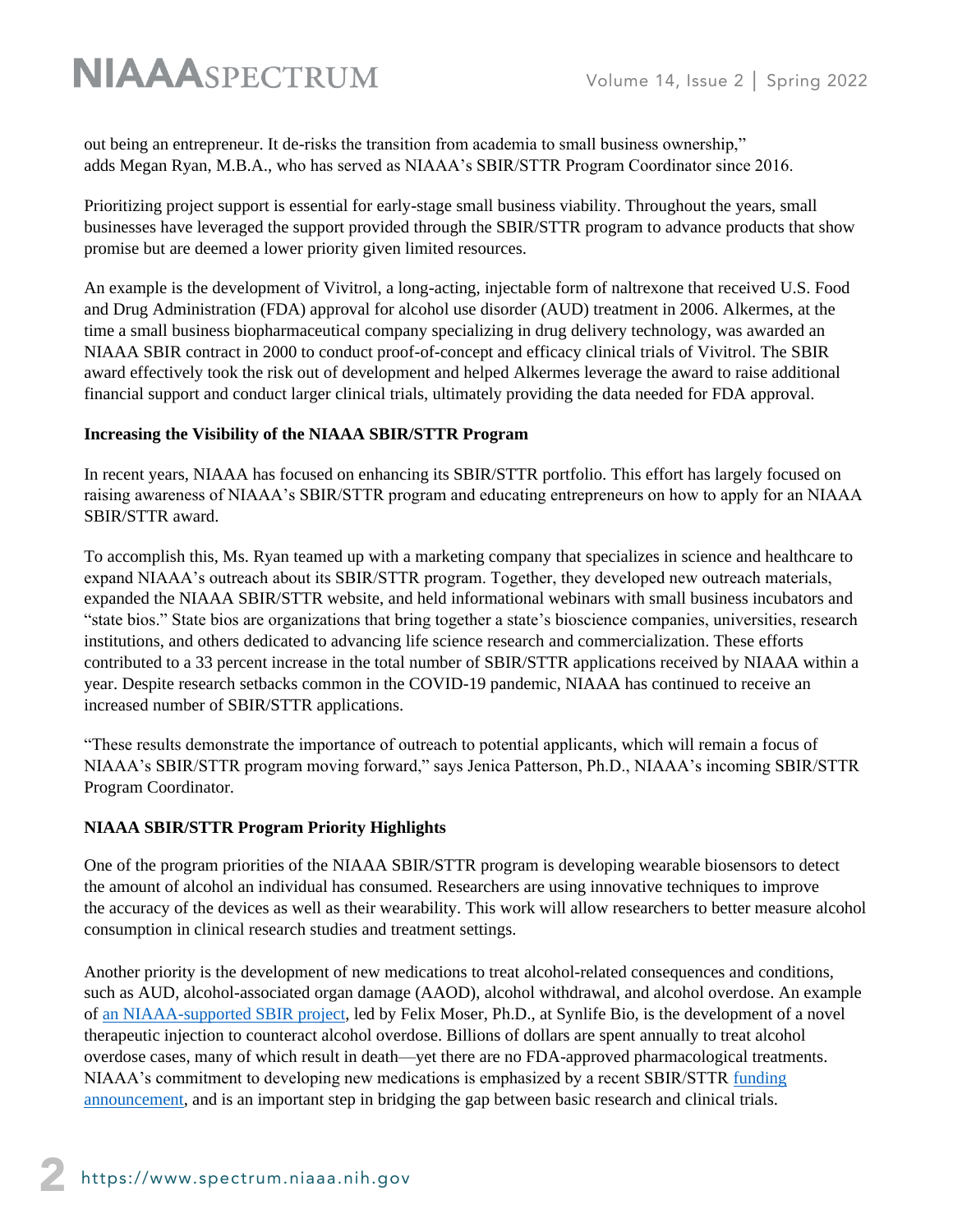out being an entrepreneur. It de-risks the transition from academia to small business ownership," adds Megan Ryan, M.B.A., who has served as NIAAA's SBIR/STTR Program Coordinator since 2016.

Prioritizing project support is essential for early-stage small business viability. Throughout the years, small businesses have leveraged the support provided through the SBIR/STTR program to advance products that show promise but are deemed a lower priority given limited resources.

An example is the development of Vivitrol, a long-acting, injectable form of naltrexone that received U.S. Food and Drug Administration (FDA) approval for alcohol use disorder (AUD) treatment in 2006. Alkermes, at the time a small business biopharmaceutical company specializing in drug delivery technology, was awarded an NIAAA SBIR contract in 2000 to conduct proof-of-concept and efficacy clinical trials of Vivitrol. The SBIR award effectively took the risk out of development and helped Alkermes leverage the award to raise additional financial support and conduct larger clinical trials, ultimately providing the data needed for FDA approval.

**Increasing the Visibility of the NIAAA SBIR/STTR Program**

In recent years, NIAAA has focused on enhancing its SBIR/STTR portfolio. This effort has largely focused on raising awareness of NIAAA's SBIR/STTR program and educating entrepreneurs on how to apply for an NIAAA SBIR/STTR award.

To accomplish this, Ms. Ryan teamed up with a marketing company that specializes in science and healthcare to expand NIAAA's outreach about its SBIR/STTR program. Together, they developed new outreach materials, expanded the NIAAA SBIR/STTR website, and held informational webinars with small business incubators and "state bios." State bios are organizations that bring together a state's bioscience companies, universities, research institutions, and others dedicated to advancing life science research and commercialization. These efforts contributed to a 33 percent increase in the total number of SBIR/STTR applications received by NIAAA within a year. Despite research setbacks common in the COVID-19 pandemic, NIAAA has continued to receive an increased number of SBIR/STTR applications.

"These results demonstrate the importance of outreach to potential applicants, which will remain a focus of NIAAA's SBIR/STTR program moving forward," says Jenica Patterson, Ph.D., NIAAA's incoming SBIR/STTR Program Coordinator.

**NIAAA SBIR/STTR Program Priority Highlights**

One of the program priorities of the NIAAA SBIR/STTR program is developing wearable biosensors to detect the amount of alcohol an individual has consumed. Researchers are using innovative techniques to improve the accuracy of the devices as well as their wearability. This work will allow researchers to better measure alcohol consumption in clinical research studies and treatment settings.

Another priority is the development of new medications to treat alcohol-related consequences and conditions, such as AUD, alcohol-associated organ damage (AAOD), alcohol withdrawal, and alcohol overdose. An example of an NIAAA-supported SBIR project, led by Felix Moser, Ph.D., at Synlife Bio, is the development of a novel therapeutic injection to counteract alcohol overdose. Billions of dollars are spent annually to treat alcohol overdose cases, many of which result in death—yet there are no FDA-approved pharmacological treatments. NIAAA's commitment to developing new medications is emphasized by a recent SBIR/STTR funding announcement, and is an important step in bridging the gap between basic research and clinical trials.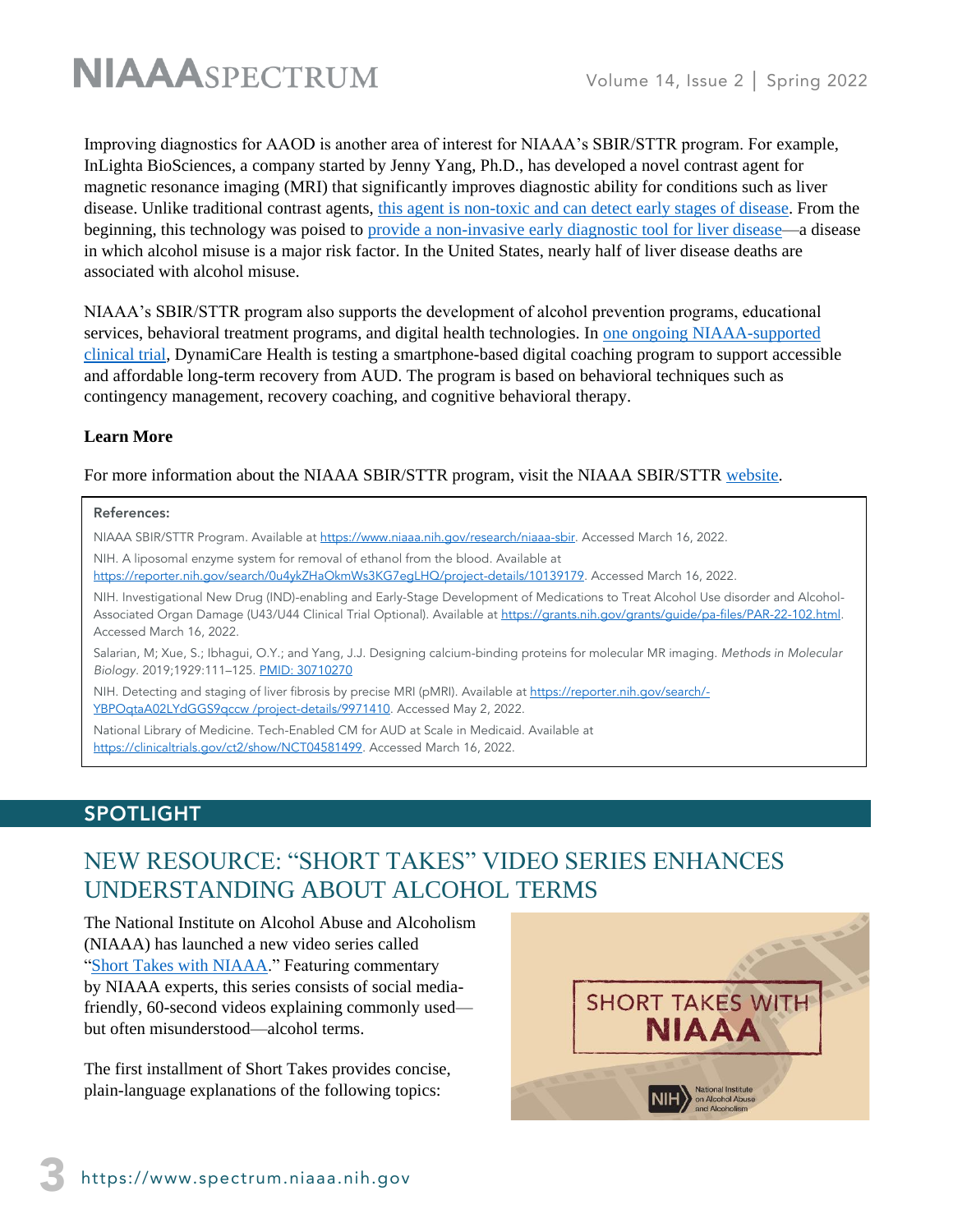Improving diagnostics for AAOD is another area of interest for NIAAA's SBIR/STTR program. For example, InLighta BioSciences, a company started by Jenny Yang, Ph.D., has developed a novel contrast agent for magnetic resonance imaging (MRI) that significantly improves diagnostic ability for conditions such as liver disease. Unlike traditional contrast agents, [this agent is non-toxic and can detect early stages of disease](). From the beginning, this technology was poised to [provide a non-invasive early diagnostic tool for liver disease]()—a disease in which alcohol misuse is a major risk factor. In the United States, nearly half of liver disease deaths are associated with alcohol misuse.

NIAAA's SBIR/STTR program also supports the development of alcohol prevention programs, educational services, behavioral treatment programs, and digital health technologies. In [one ongoing NIAAA-supported clinical trial](), DynamiCare Health is testing a smartphone-based digital coaching program to support accessible and affordable long-term recovery from AUD. The program is based on behavioral techniques such as contingency management, recovery coaching, and cognitive behavioral therapy.

**Learn More**

For more information about the NIAAA SBIR/STTR program, visit the NIAAA SBIR/STTR [website]().

**References:**

NIAAA SBIR/STTR Program. Available at https://www.niaaa.nih.gov/research/niaaa-sbir. Accessed March 16, 2022.

NIH. A liposomal enzyme system for removal of ethanol from the blood. Available at https://reporter.nih.gov/search/0u4ykZHaOkmWs3KG7egLHQ/project-details/10139179. Accessed March 16, 2022.

NIH. Investigational New Drug (IND)-enabling and Early-Stage Development of Medications to Treat Alcohol Use disorder and Alcohol-Associated Organ Damage (U43/U44 Clinical Trial Optional). Available at https://grants.nih.gov/grants/guide/pa-files/PAR-22-102.html. Accessed March 16, 2022.

Salarian, M; Xue, S.; Ibhagui, O.Y.; and Yang, J.J. Designing calcium-binding proteins for molecular MR imaging. *Methods in Molecular Biology*. 2019;1929:111–125. PMID: 30710270

NIH. Detecting and staging of liver fibrosis by precise MRI (pMRI). Available at https://reporter.nih.gov/search/-YBPOqtaA02LYdGGS9qccw /project-details/9971410. Accessed May 2, 2022.

National Library of Medicine. Tech-Enabled CM for AUD at Scale in Medicaid. Available at https://clinicaltrials.gov/ct2/show/NCT04581499. Accessed March 16, 2022.

## SPOTLIGHT

# NEW RESOURCE: "SHORT TAKES" VIDEO SERIES ENHANCES UNDERSTANDING ABOUT ALCOHOL TERMS

The National Institute on Alcohol Abuse and Alcoholism (NIAAA) has launched a new video series called "[Short Takes with NIAAA]()." Featuring commentary by NIAAA experts, this series consists of social media-friendly, 60-second videos explaining commonly used—but often misunderstood—alcohol terms.

The first installment of Short Takes provides concise, plain-language explanations of the following topics: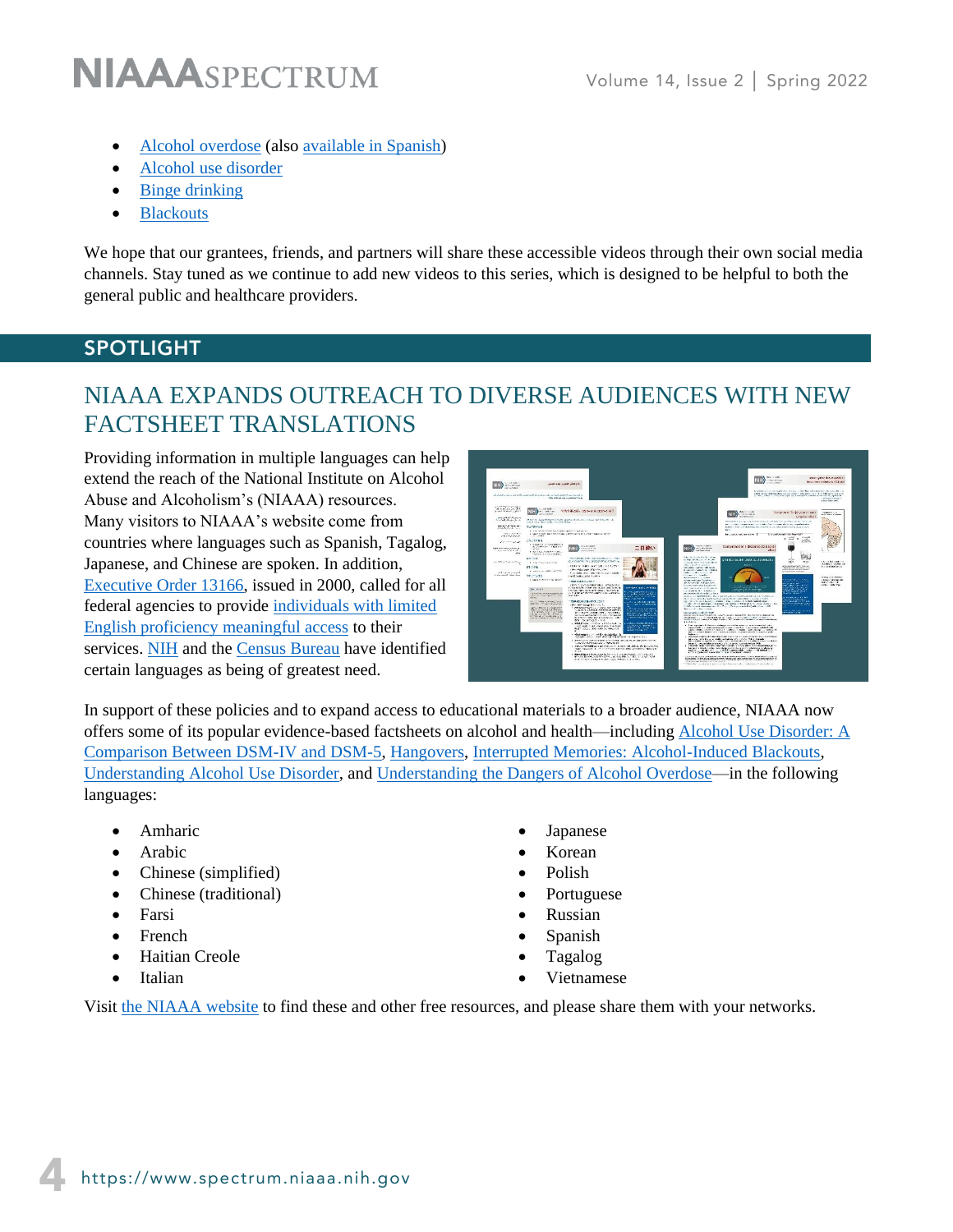- Alcohol overdose (also available in Spanish)
- Alcohol use disorder
- Binge drinking
- Blackouts

We hope that our grantees, friends, and partners will share these accessible videos through their own social media channels. Stay tuned as we continue to add new videos to this series, which is designed to be helpful to both the general public and healthcare providers.

## SPOTLIGHT

# NIAAA EXPANDS OUTREACH TO DIVERSE AUDIENCES WITH NEW FACTSHEET TRANSLATIONS

Providing information in multiple languages can help extend the reach of the National Institute on Alcohol Abuse and Alcoholism's (NIAAA) resources. Many visitors to NIAAA's website come from countries where languages such as Spanish, Tagalog, Japanese, and Chinese are spoken. In addition, Executive Order 13166, issued in 2000, called for all federal agencies to provide individuals with limited English proficiency meaningful access to their services. NIH and the Census Bureau have identified certain languages as being of greatest need.

In support of these policies and to expand access to educational materials to a broader audience, NIAAA now offers some of its popular evidence-based factsheets on alcohol and health—including Alcohol Use Disorder: A Comparison Between DSM-IV and DSM-5, Hangovers, Interrupted Memories: Alcohol-Induced Blackouts, Understanding Alcohol Use Disorder, and Understanding the Dangers of Alcohol Overdose—in the following languages:

- Amharic
- Arabic
- Chinese (simplified)
- Chinese (traditional)
- Farsi
- French
- Haitian Creole
- Italian
- Japanese
- Korean
- Polish
- Portuguese
- Russian
- Spanish
- Tagalog
- Vietnamese

Visit the NIAAA website to find these and other free resources, and please share them with your networks.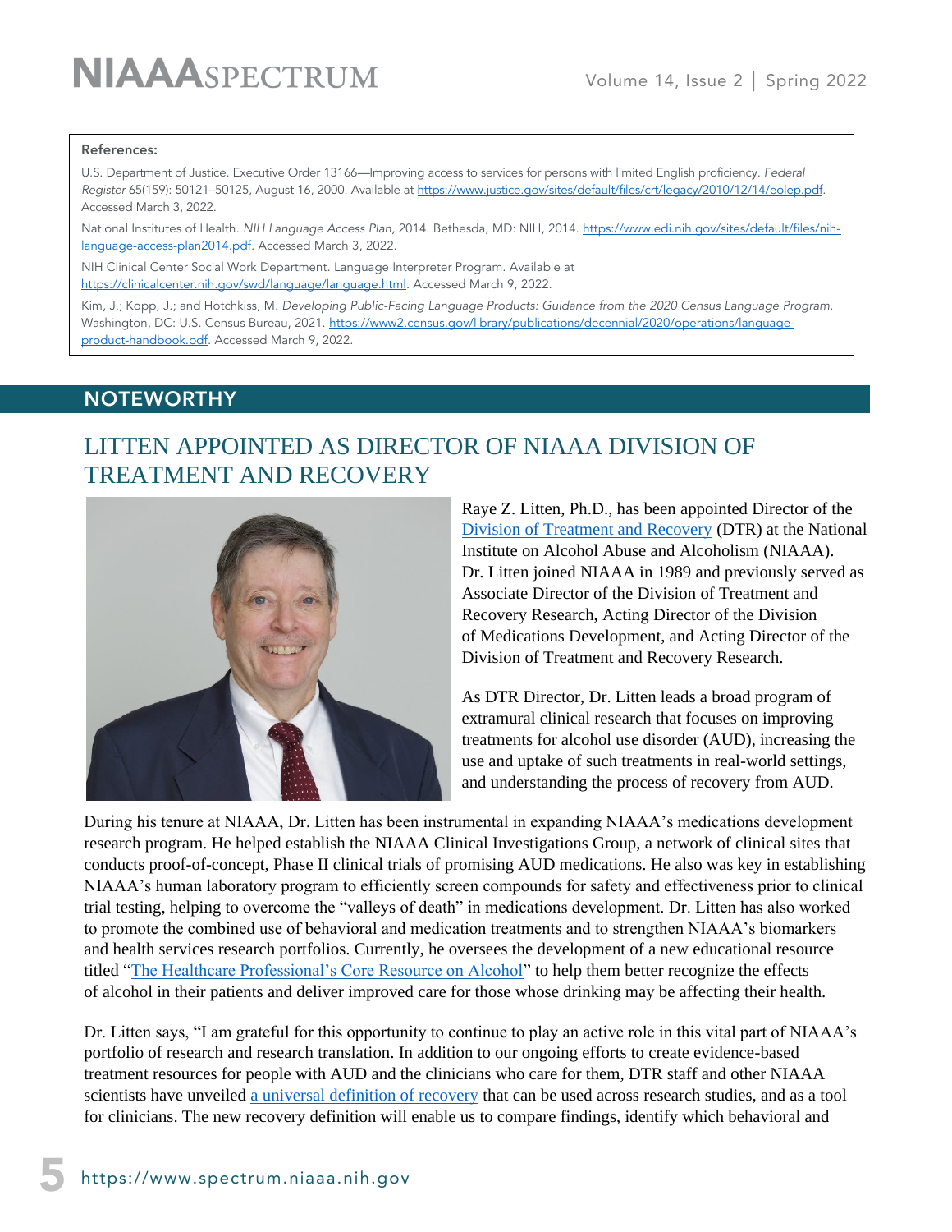**References:**

U.S. Department of Justice. Executive Order 13166—Improving access to services for persons with limited English proficiency. *Federal Register* 65(159): 50121–50125, August 16, 2000. Available at https://www.justice.gov/sites/default/files/crt/legacy/2010/12/14/eolep.pdf. Accessed March 3, 2022.

National Institutes of Health. *NIH Language Access Plan,* 2014. Bethesda, MD: NIH, 2014. https://www.edi.nih.gov/sites/default/files/nih-language-access-plan2014.pdf. Accessed March 3, 2022.

NIH Clinical Center Social Work Department. Language Interpreter Program. Available at https://clinicalcenter.nih.gov/swd/language/language.html. Accessed March 9, 2022.

Kim, J.; Kopp, J.; and Hotchkiss, M. *Developing Public-Facing Language Products: Guidance from the 2020 Census Language Program.* Washington, DC: U.S. Census Bureau, 2021. https://www2.census.gov/library/publications/decennial/2020/operations/language-product-handbook.pdf. Accessed March 9, 2022.

## NOTEWORTHY

# LITTEN APPOINTED AS DIRECTOR OF NIAAA DIVISION OF TREATMENT AND RECOVERY

Raye Z. Litten, Ph.D., has been appointed Director of the Division of Treatment and Recovery (DTR) at the National Institute on Alcohol Abuse and Alcoholism (NIAAA). Dr. Litten joined NIAAA in 1989 and previously served as Associate Director of the Division of Treatment and Recovery Research, Acting Director of the Division of Medications Development, and Acting Director of the Division of Treatment and Recovery Research.

As DTR Director, Dr. Litten leads a broad program of extramural clinical research that focuses on improving treatments for alcohol use disorder (AUD), increasing the use and uptake of such treatments in real-world settings, and understanding the process of recovery from AUD.

During his tenure at NIAAA, Dr. Litten has been instrumental in expanding NIAAA's medications development research program. He helped establish the NIAAA Clinical Investigations Group, a network of clinical sites that conducts proof-of-concept, Phase II clinical trials of promising AUD medications. He also was key in establishing NIAAA's human laboratory program to efficiently screen compounds for safety and effectiveness prior to clinical trial testing, helping to overcome the "valleys of death" in medications development. Dr. Litten has also worked to promote the combined use of behavioral and medication treatments and to strengthen NIAAA's biomarkers and health services research portfolios. Currently, he oversees the development of a new educational resource titled "The Healthcare Professional's Core Resource on Alcohol" to help them better recognize the effects of alcohol in their patients and deliver improved care for those whose drinking may be affecting their health.

Dr. Litten says, "I am grateful for this opportunity to continue to play an active role in this vital part of NIAAA's portfolio of research and research translation. In addition to our ongoing efforts to create evidence-based treatment resources for people with AUD and the clinicians who care for them, DTR staff and other NIAAA scientists have unveiled a universal definition of recovery that can be used across research studies, and as a tool for clinicians. The new recovery definition will enable us to compare findings, identify which behavioral and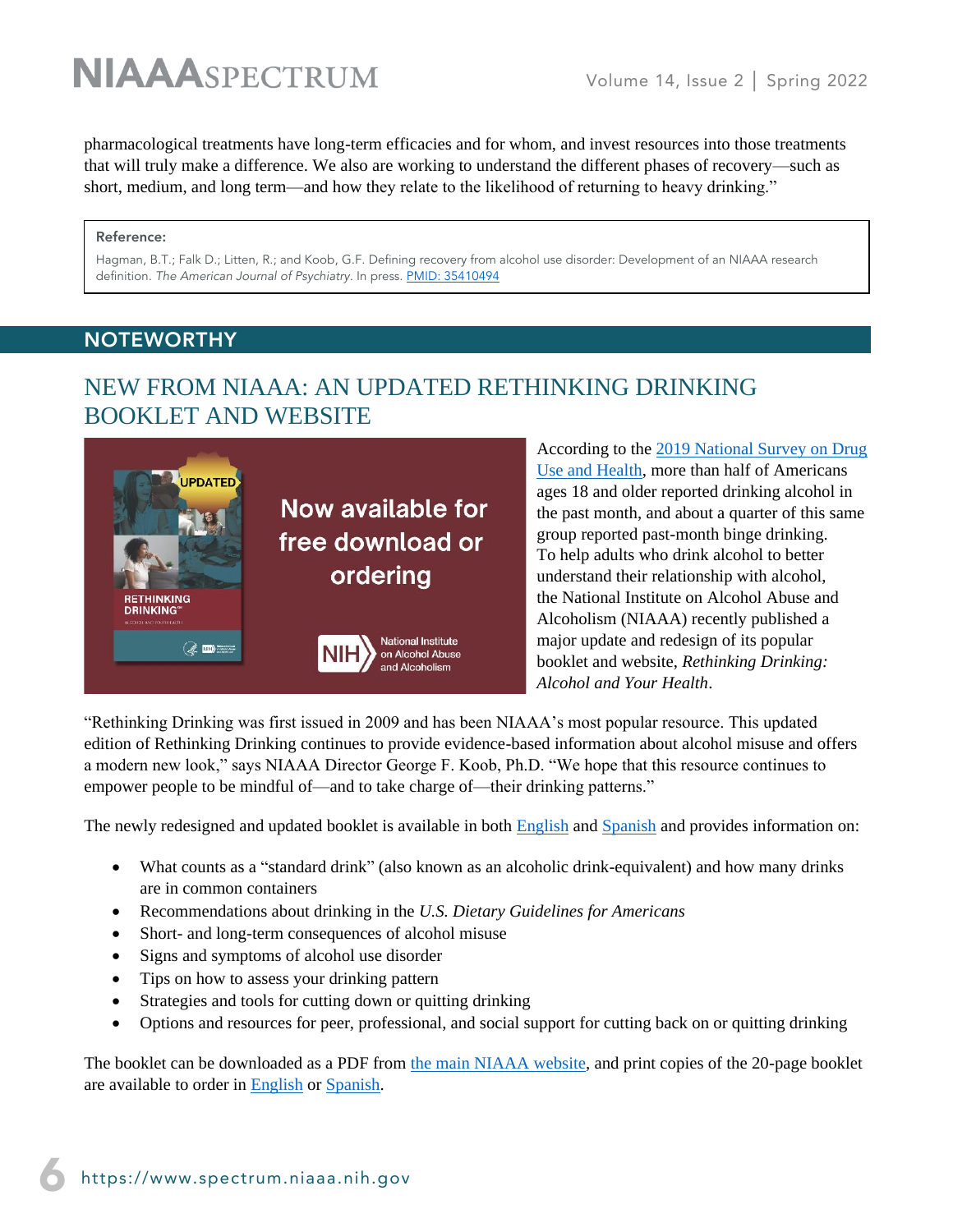pharmacological treatments have long-term efficacies and for whom, and invest resources into those treatments that will truly make a difference. We also are working to understand the different phases of recovery—such as short, medium, and long term—and how they relate to the likelihood of returning to heavy drinking."

**Reference:**

Hagman, B.T.; Falk D.; Litten, R.; and Koob, G.F. Defining recovery from alcohol use disorder: Development of an NIAAA research definition. *The American Journal of Psychiatry*. In press. PMID: 35410494

## NOTEWORTHY

### NEW FROM NIAAA: AN UPDATED RETHINKING DRINKING BOOKLET AND WEBSITE

According to the 2019 National Survey on Drug Use and Health, more than half of Americans ages 18 and older reported drinking alcohol in the past month, and about a quarter of this same group reported past-month binge drinking. To help adults who drink alcohol to better understand their relationship with alcohol, the National Institute on Alcohol Abuse and Alcoholism (NIAAA) recently published a major update and redesign of its popular booklet and website, *Rethinking Drinking: Alcohol and Your Health*.

"Rethinking Drinking was first issued in 2009 and has been NIAAA's most popular resource. This updated edition of Rethinking Drinking continues to provide evidence-based information about alcohol misuse and offers a modern new look," says NIAAA Director George F. Koob, Ph.D. "We hope that this resource continues to empower people to be mindful of—and to take charge of—their drinking patterns."

The newly redesigned and updated booklet is available in both English and Spanish and provides information on:

- What counts as a "standard drink" (also known as an alcoholic drink-equivalent) and how many drinks are in common containers
- Recommendations about drinking in the *U.S. Dietary Guidelines for Americans*
- Short- and long-term consequences of alcohol misuse
- Signs and symptoms of alcohol use disorder
- Tips on how to assess your drinking pattern
- Strategies and tools for cutting down or quitting drinking
- Options and resources for peer, professional, and social support for cutting back on or quitting drinking

The booklet can be downloaded as a PDF from the main NIAAA website, and print copies of the 20-page booklet are available to order in English or Spanish.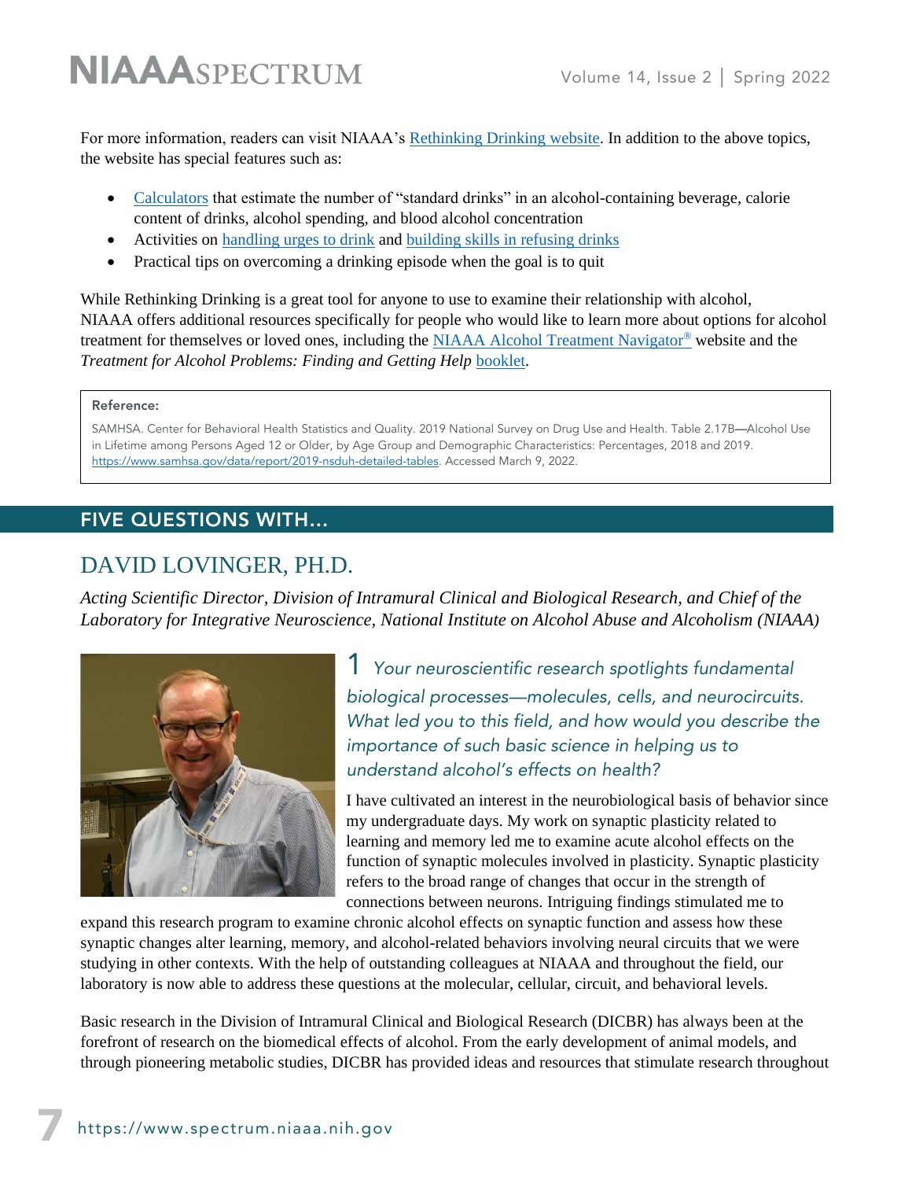For more information, readers can visit NIAAA's Rethinking Drinking website. In addition to the above topics, the website has special features such as:

- Calculators that estimate the number of "standard drinks" in an alcohol-containing beverage, calorie content of drinks, alcohol spending, and blood alcohol concentration
- Activities on handling urges to drink and building skills in refusing drinks
- Practical tips on overcoming a drinking episode when the goal is to quit

While Rethinking Drinking is a great tool for anyone to use to examine their relationship with alcohol, NIAAA offers additional resources specifically for people who would like to learn more about options for alcohol treatment for themselves or loved ones, including the NIAAA Alcohol Treatment Navigator® website and the *Treatment for Alcohol Problems: Finding and Getting Help* booklet.

**Reference:**

SAMHSA. Center for Behavioral Health Statistics and Quality. 2019 National Survey on Drug Use and Health. Table 2.17B—Alcohol Use in Lifetime among Persons Aged 12 or Older, by Age Group and Demographic Characteristics: Percentages, 2018 and 2019. https://www.samhsa.gov/data/report/2019-nsduh-detailed-tables. Accessed March 9, 2022.

## FIVE QUESTIONS WITH...

## DAVID LOVINGER, PH.D.

*Acting Scientific Director, Division of Intramural Clinical and Biological Research, and Chief of the Laboratory for Integrative Neuroscience, National Institute on Alcohol Abuse and Alcoholism (NIAAA)*

### 1 *Your neuroscientific research spotlights fundamental biological processes—molecules, cells, and neurocircuits. What led you to this field, and how would you describe the importance of such basic science in helping us to understand alcohol's effects on health?*

I have cultivated an interest in the neurobiological basis of behavior since my undergraduate days. My work on synaptic plasticity related to learning and memory led me to examine acute alcohol effects on the function of synaptic molecules involved in plasticity. Synaptic plasticity refers to the broad range of changes that occur in the strength of connections between neurons. Intriguing findings stimulated me to expand this research program to examine chronic alcohol effects on synaptic function and assess how these synaptic changes alter learning, memory, and alcohol-related behaviors involving neural circuits that we were studying in other contexts. With the help of outstanding colleagues at NIAAA and throughout the field, our laboratory is now able to address these questions at the molecular, cellular, circuit, and behavioral levels.

Basic research in the Division of Intramural Clinical and Biological Research (DICBR) has always been at the forefront of research on the biomedical effects of alcohol. From the early development of animal models, and through pioneering metabolic studies, DICBR has provided ideas and resources that stimulate research throughout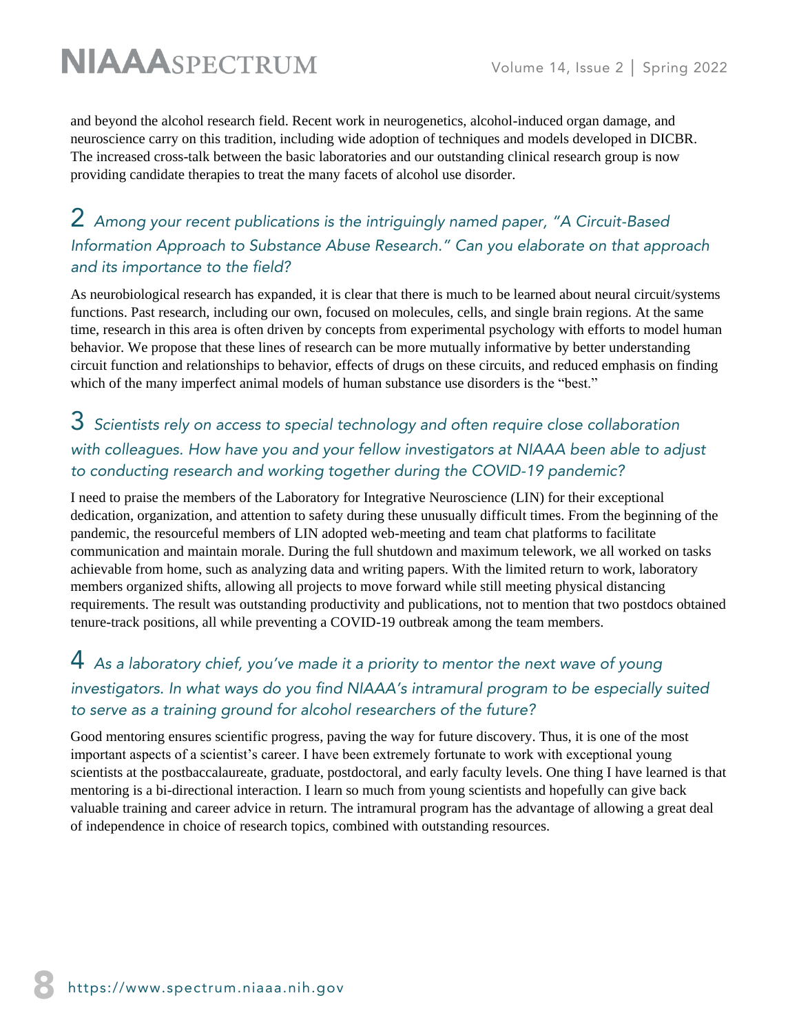and beyond the alcohol research field. Recent work in neurogenetics, alcohol-induced organ damage, and neuroscience carry on this tradition, including wide adoption of techniques and models developed in DICBR. The increased cross-talk between the basic laboratories and our outstanding clinical research group is now providing candidate therapies to treat the many facets of alcohol use disorder.

## 2 *Among your recent publications is the intriguingly named paper, "A Circuit-Based Information Approach to Substance Abuse Research." Can you elaborate on that approach and its importance to the field?*

As neurobiological research has expanded, it is clear that there is much to be learned about neural circuit/systems functions. Past research, including our own, focused on molecules, cells, and single brain regions. At the same time, research in this area is often driven by concepts from experimental psychology with efforts to model human behavior. We propose that these lines of research can be more mutually informative by better understanding circuit function and relationships to behavior, effects of drugs on these circuits, and reduced emphasis on finding which of the many imperfect animal models of human substance use disorders is the "best."

## 3 *Scientists rely on access to special technology and often require close collaboration with colleagues. How have you and your fellow investigators at NIAAA been able to adjust to conducting research and working together during the COVID-19 pandemic?*

I need to praise the members of the Laboratory for Integrative Neuroscience (LIN) for their exceptional dedication, organization, and attention to safety during these unusually difficult times. From the beginning of the pandemic, the resourceful members of LIN adopted web-meeting and team chat platforms to facilitate communication and maintain morale. During the full shutdown and maximum telework, we all worked on tasks achievable from home, such as analyzing data and writing papers. With the limited return to work, laboratory members organized shifts, allowing all projects to move forward while still meeting physical distancing requirements. The result was outstanding productivity and publications, not to mention that two postdocs obtained tenure-track positions, all while preventing a COVID-19 outbreak among the team members.

## 4 *As a laboratory chief, you've made it a priority to mentor the next wave of young investigators. In what ways do you find NIAAA's intramural program to be especially suited to serve as a training ground for alcohol researchers of the future?*

Good mentoring ensures scientific progress, paving the way for future discovery. Thus, it is one of the most important aspects of a scientist's career. I have been extremely fortunate to work with exceptional young scientists at the postbaccalaureate, graduate, postdoctoral, and early faculty levels. One thing I have learned is that mentoring is a bi-directional interaction. I learn so much from young scientists and hopefully can give back valuable training and career advice in return. The intramural program has the advantage of allowing a great deal of independence in choice of research topics, combined with outstanding resources.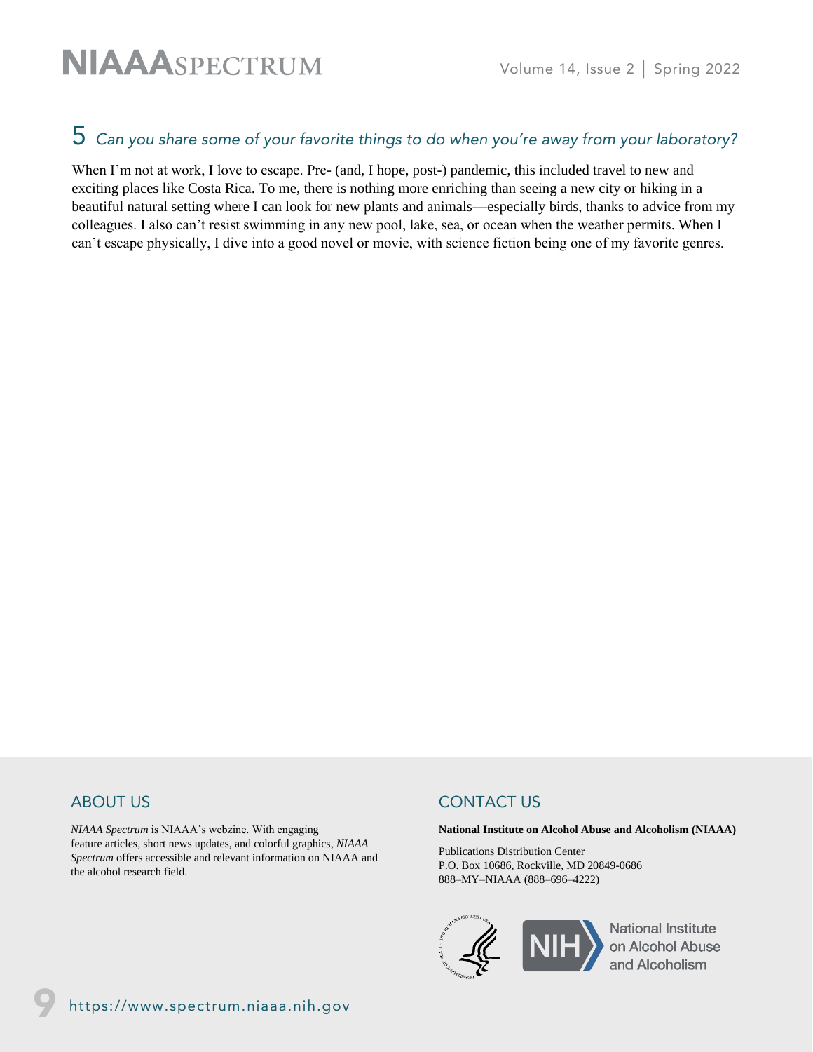## 5 *Can you share some of your favorite things to do when you're away from your laboratory?*

When I'm not at work, I love to escape. Pre- (and, I hope, post-) pandemic, this included travel to new and exciting places like Costa Rica. To me, there is nothing more enriching than seeing a new city or hiking in a beautiful natural setting where I can look for new plants and animals—especially birds, thanks to advice from my colleagues. I also can't resist swimming in any new pool, lake, sea, or ocean when the weather permits. When I can't escape physically, I dive into a good novel or movie, with science fiction being one of my favorite genres.

## ABOUT US

*NIAAA Spectrum* is NIAAA's webzine. With engaging feature articles, short news updates, and colorful graphics, *NIAAA Spectrum* offers accessible and relevant information on NIAAA and the alcohol research field.

## CONTACT US

**National Institute on Alcohol Abuse and Alcoholism (NIAAA)**

Publications Distribution Center
P.O. Box 10686, Rockville, MD 20849-0686
888–MY–NIAAA (888–696–4222)

National Institute on Alcohol Abuse and Alcoholism